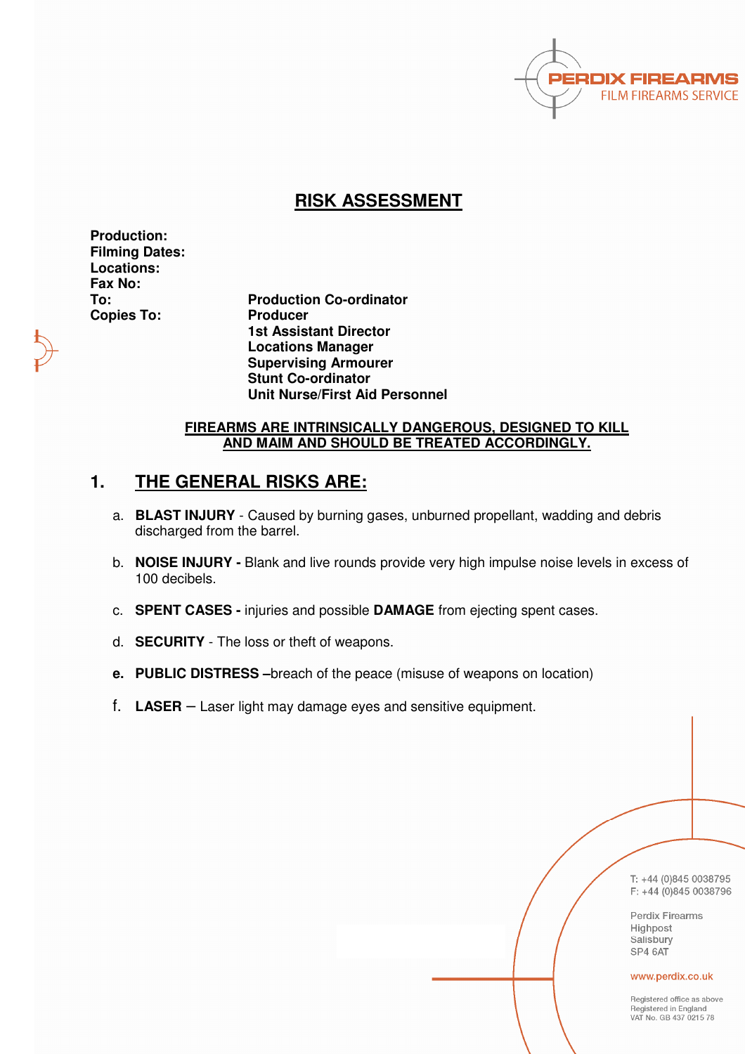PERDIX FIREARMS
FILM FIREARMS SERVICE

# RISK ASSESSMENT

**Production:**
**Filming Dates:**
**Locations:**
**Fax No:**
**To:** **Production Co-ordinator**
**Copies To:** **Producer**
**1st Assistant Director**
**Locations Manager**
**Supervising Armourer**
**Stunt Co-ordinator**
**Unit Nurse/First Aid Personnel**

**FIREARMS ARE INTRINSICALLY DANGEROUS, DESIGNED TO KILL AND MAIM AND SHOULD BE TREATED ACCORDINGLY.**

## 1. THE GENERAL RISKS ARE:

a. **BLAST INJURY** - Caused by burning gases, unburned propellant, wadding and debris discharged from the barrel.

b. **NOISE INJURY -** Blank and live rounds provide very high impulse noise levels in excess of 100 decibels.

c. **SPENT CASES -** injuries and possible **DAMAGE** from ejecting spent cases.

d. **SECURITY** - The loss or theft of weapons.

e. **PUBLIC DISTRESS –**breach of the peace (misuse of weapons on location)

f. **LASER** – Laser light may damage eyes and sensitive equipment.

T: +44 (0)845 0038795
F: +44 (0)845 0038796

Perdix Firearms
Highpost
Salisbury
SP4 6AT

www.perdix.co.uk

Registered office as above
Registered in England
VAT No. GB 437 0215 78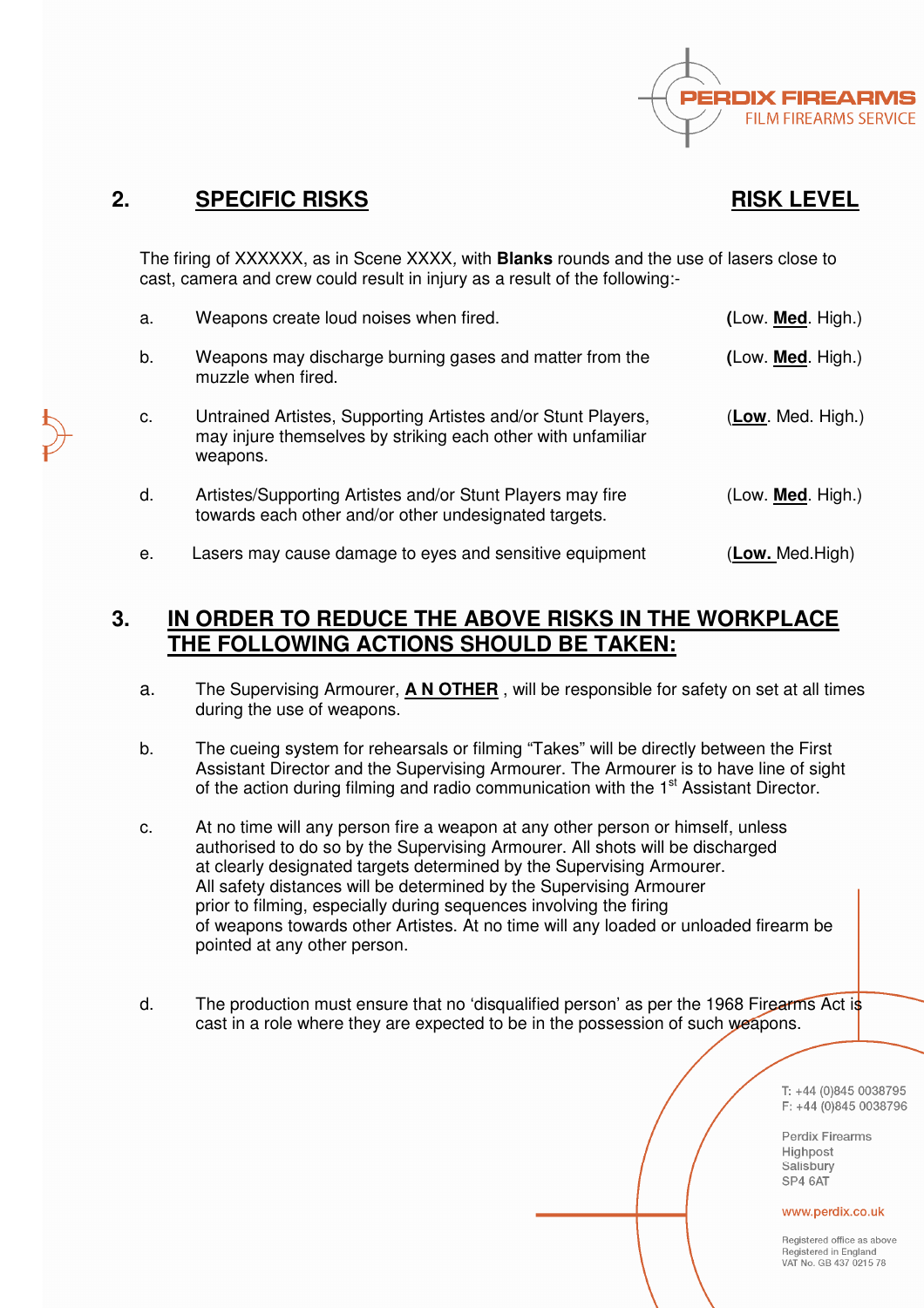## 2. SPECIFIC RISKS — RISK LEVEL

The firing of XXXXXX, as in Scene XXXX, with **Blanks** rounds and the use of lasers close to cast, camera and crew could result in injury as a result of the following:-

| | Risk | Risk Level |
|---|---|---|
| a. | Weapons create loud noises when fired. | (Low. **Med**. High.) |
| b. | Weapons may discharge burning gases and matter from the muzzle when fired. | (Low. **Med**. High.) |
| c. | Untrained Artistes, Supporting Artistes and/or Stunt Players, may injure themselves by striking each other with unfamiliar weapons. | (**Low**. Med. High.) |
| d. | Artistes/Supporting Artistes and/or Stunt Players may fire towards each other and/or other undesignated targets. | (Low. **Med**. High.) |
| e. | Lasers may cause damage to eyes and sensitive equipment | (**Low.** Med.High) |

## 3. IN ORDER TO REDUCE THE ABOVE RISKS IN THE WORKPLACE THE FOLLOWING ACTIONS SHOULD BE TAKEN:

a. The Supervising Armourer, **A N OTHER** , will be responsible for safety on set at all times during the use of weapons.

b. The cueing system for rehearsals or filming "Takes" will be directly between the First Assistant Director and the Supervising Armourer. The Armourer is to have line of sight of the action during filming and radio communication with the 1st Assistant Director.

c. At no time will any person fire a weapon at any other person or himself, unless authorised to do so by the Supervising Armourer. All shots will be discharged at clearly designated targets determined by the Supervising Armourer. All safety distances will be determined by the Supervising Armourer prior to filming, especially during sequences involving the firing of weapons towards other Artistes. At no time will any loaded or unloaded firearm be pointed at any other person.

d. The production must ensure that no 'disqualified person' as per the 1968 Firearms Act is cast in a role where they are expected to be in the possession of such weapons.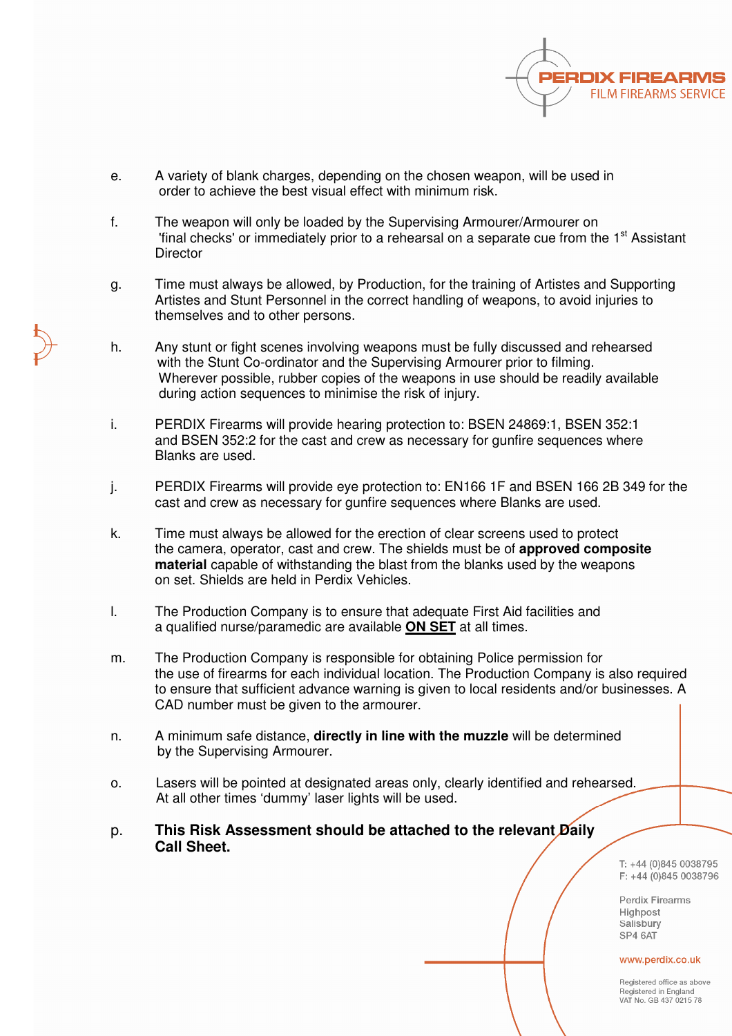e. A variety of blank charges, depending on the chosen weapon, will be used in order to achieve the best visual effect with minimum risk.

f. The weapon will only be loaded by the Supervising Armourer/Armourer on 'final checks' or immediately prior to a rehearsal on a separate cue from the 1st Assistant Director

g. Time must always be allowed, by Production, for the training of Artistes and Supporting Artistes and Stunt Personnel in the correct handling of weapons, to avoid injuries to themselves and to other persons.

h. Any stunt or fight scenes involving weapons must be fully discussed and rehearsed with the Stunt Co-ordinator and the Supervising Armourer prior to filming. Wherever possible, rubber copies of the weapons in use should be readily available during action sequences to minimise the risk of injury.

i. PERDIX Firearms will provide hearing protection to: BSEN 24869:1, BSEN 352:1 and BSEN 352:2 for the cast and crew as necessary for gunfire sequences where Blanks are used.

j. PERDIX Firearms will provide eye protection to: EN166 1F and BSEN 166 2B 349 for the cast and crew as necessary for gunfire sequences where Blanks are used.

k. Time must always be allowed for the erection of clear screens used to protect the camera, operator, cast and crew. The shields must be of **approved composite material** capable of withstanding the blast from the blanks used by the weapons on set. Shields are held in Perdix Vehicles.

l. The Production Company is to ensure that adequate First Aid facilities and a qualified nurse/paramedic are available **<u>ON SET</u>** at all times.

m. The Production Company is responsible for obtaining Police permission for the use of firearms for each individual location. The Production Company is also required to ensure that sufficient advance warning is given to local residents and/or businesses. A CAD number must be given to the armourer.

n. A minimum safe distance, **directly in line with the muzzle** will be determined by the Supervising Armourer.

o. Lasers will be pointed at designated areas only, clearly identified and rehearsed. At all other times 'dummy' laser lights will be used.

p. **This Risk Assessment should be attached to the relevant Daily Call Sheet.**